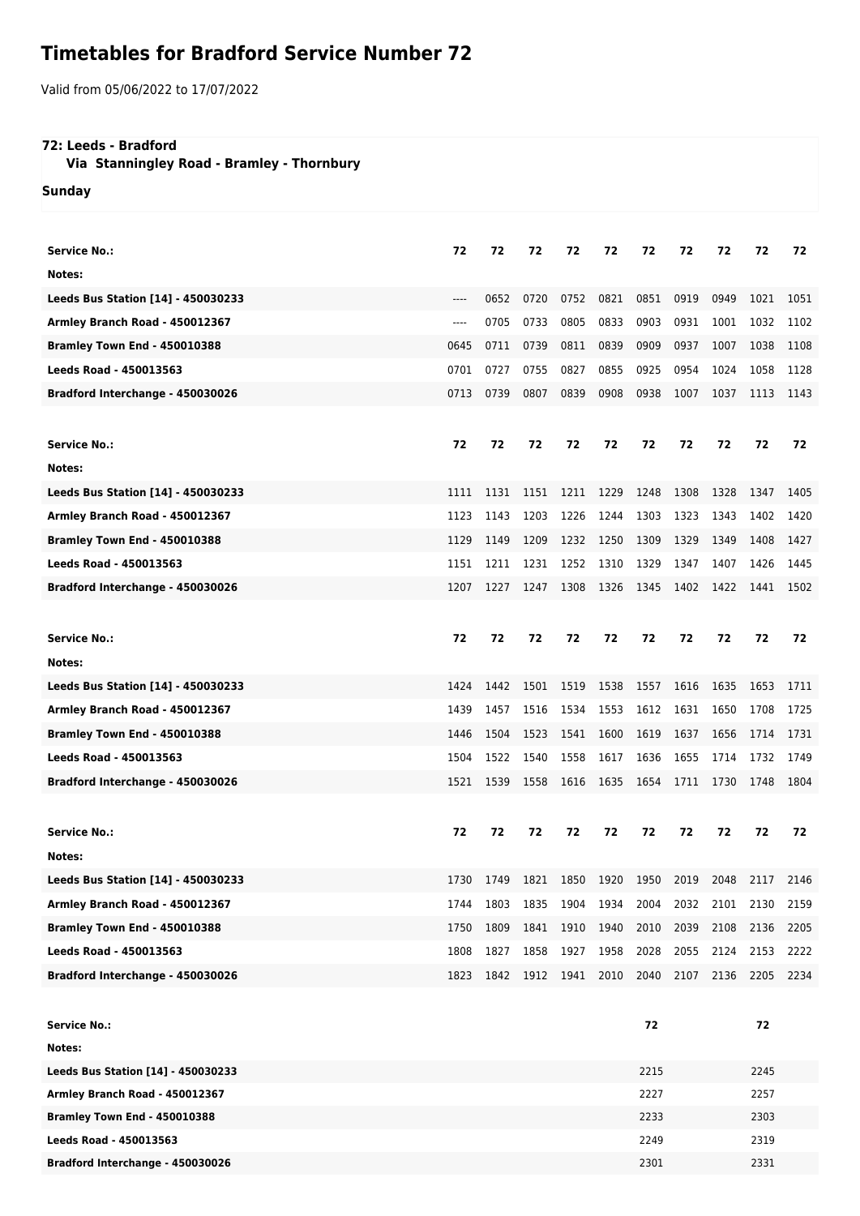# Timetables for Bradford Service Number 72

Valid from 05/06/2022 to 17/07/2022

**72: Leeds - Bradford**
**Via Stanningley Road - Bramley - Thornbury**

**Sunday**

| Service No.: | 72 | 72 | 72 | 72 | 72 | 72 | 72 | 72 | 72 | 72 |
|---|---|---|---|---|---|---|---|---|---|---|
| Notes: | | | | | | | | | | |
| Leeds Bus Station [14] - 450030233 | ---- | 0652 | 0720 | 0752 | 0821 | 0851 | 0919 | 0949 | 1021 | 1051 |
| Armley Branch Road - 450012367 | ---- | 0705 | 0733 | 0805 | 0833 | 0903 | 0931 | 1001 | 1032 | 1102 |
| Bramley Town End - 450010388 | 0645 | 0711 | 0739 | 0811 | 0839 | 0909 | 0937 | 1007 | 1038 | 1108 |
| Leeds Road - 450013563 | 0701 | 0727 | 0755 | 0827 | 0855 | 0925 | 0954 | 1024 | 1058 | 1128 |
| Bradford Interchange - 450030026 | 0713 | 0739 | 0807 | 0839 | 0908 | 0938 | 1007 | 1037 | 1113 | 1143 |

| Service No.: | 72 | 72 | 72 | 72 | 72 | 72 | 72 | 72 | 72 | 72 |
|---|---|---|---|---|---|---|---|---|---|---|
| Notes: | | | | | | | | | | |
| Leeds Bus Station [14] - 450030233 | 1111 | 1131 | 1151 | 1211 | 1229 | 1248 | 1308 | 1328 | 1347 | 1405 |
| Armley Branch Road - 450012367 | 1123 | 1143 | 1203 | 1226 | 1244 | 1303 | 1323 | 1343 | 1402 | 1420 |
| Bramley Town End - 450010388 | 1129 | 1149 | 1209 | 1232 | 1250 | 1309 | 1329 | 1349 | 1408 | 1427 |
| Leeds Road - 450013563 | 1151 | 1211 | 1231 | 1252 | 1310 | 1329 | 1347 | 1407 | 1426 | 1445 |
| Bradford Interchange - 450030026 | 1207 | 1227 | 1247 | 1308 | 1326 | 1345 | 1402 | 1422 | 1441 | 1502 |

| Service No.: | 72 | 72 | 72 | 72 | 72 | 72 | 72 | 72 | 72 | 72 |
|---|---|---|---|---|---|---|---|---|---|---|
| Notes: | | | | | | | | | | |
| Leeds Bus Station [14] - 450030233 | 1424 | 1442 | 1501 | 1519 | 1538 | 1557 | 1616 | 1635 | 1653 | 1711 |
| Armley Branch Road - 450012367 | 1439 | 1457 | 1516 | 1534 | 1553 | 1612 | 1631 | 1650 | 1708 | 1725 |
| Bramley Town End - 450010388 | 1446 | 1504 | 1523 | 1541 | 1600 | 1619 | 1637 | 1656 | 1714 | 1731 |
| Leeds Road - 450013563 | 1504 | 1522 | 1540 | 1558 | 1617 | 1636 | 1655 | 1714 | 1732 | 1749 |
| Bradford Interchange - 450030026 | 1521 | 1539 | 1558 | 1616 | 1635 | 1654 | 1711 | 1730 | 1748 | 1804 |

| Service No.: | 72 | 72 | 72 | 72 | 72 | 72 | 72 | 72 | 72 | 72 |
|---|---|---|---|---|---|---|---|---|---|---|
| Notes: | | | | | | | | | | |
| Leeds Bus Station [14] - 450030233 | 1730 | 1749 | 1821 | 1850 | 1920 | 1950 | 2019 | 2048 | 2117 | 2146 |
| Armley Branch Road - 450012367 | 1744 | 1803 | 1835 | 1904 | 1934 | 2004 | 2032 | 2101 | 2130 | 2159 |
| Bramley Town End - 450010388 | 1750 | 1809 | 1841 | 1910 | 1940 | 2010 | 2039 | 2108 | 2136 | 2205 |
| Leeds Road - 450013563 | 1808 | 1827 | 1858 | 1927 | 1958 | 2028 | 2055 | 2124 | 2153 | 2222 |
| Bradford Interchange - 450030026 | 1823 | 1842 | 1912 | 1941 | 2010 | 2040 | 2107 | 2136 | 2205 | 2234 |

| Service No.: | 72 | 72 |
|---|---|---|
| Notes: | | |
| Leeds Bus Station [14] - 450030233 | 2215 | 2245 |
| Armley Branch Road - 450012367 | 2227 | 2257 |
| Bramley Town End - 450010388 | 2233 | 2303 |
| Leeds Road - 450013563 | 2249 | 2319 |
| Bradford Interchange - 450030026 | 2301 | 2331 |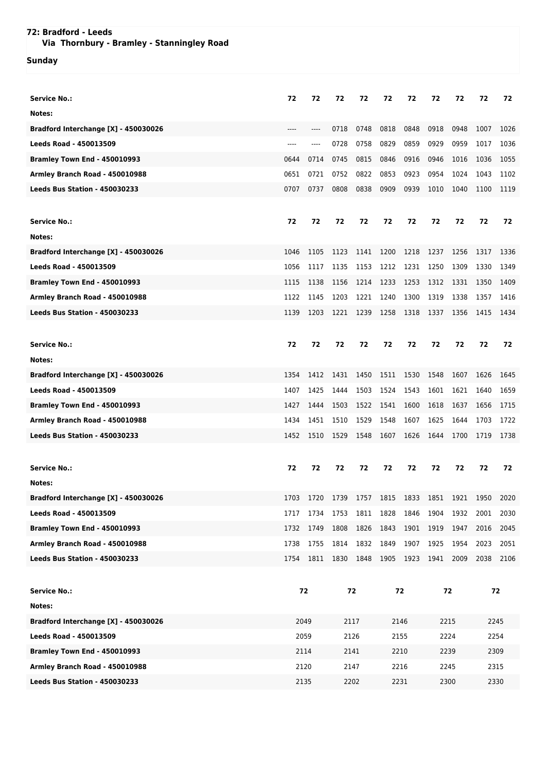## 72: Bradford - Leeds
### Via Thornbury - Bramley - Stanningley Road

**Sunday**

| Service No.: | 72 | 72 | 72 | 72 | 72 | 72 | 72 | 72 | 72 | 72 |
|---|---|---|---|---|---|---|---|---|---|---|
| Notes: | | | | | | | | | | |
| Bradford Interchange [X] - 450030026 | ---- | ---- | 0718 | 0748 | 0818 | 0848 | 0918 | 0948 | 1007 | 1026 |
| Leeds Road - 450013509 | ---- | ---- | 0728 | 0758 | 0829 | 0859 | 0929 | 0959 | 1017 | 1036 |
| Bramley Town End - 450010993 | 0644 | 0714 | 0745 | 0815 | 0846 | 0916 | 0946 | 1016 | 1036 | 1055 |
| Armley Branch Road - 450010988 | 0651 | 0721 | 0752 | 0822 | 0853 | 0923 | 0954 | 1024 | 1043 | 1102 |
| Leeds Bus Station - 450030233 | 0707 | 0737 | 0808 | 0838 | 0909 | 0939 | 1010 | 1040 | 1100 | 1119 |

| Service No.: | 72 | 72 | 72 | 72 | 72 | 72 | 72 | 72 | 72 | 72 |
|---|---|---|---|---|---|---|---|---|---|---|
| Notes: | | | | | | | | | | |
| Bradford Interchange [X] - 450030026 | 1046 | 1105 | 1123 | 1141 | 1200 | 1218 | 1237 | 1256 | 1317 | 1336 |
| Leeds Road - 450013509 | 1056 | 1117 | 1135 | 1153 | 1212 | 1231 | 1250 | 1309 | 1330 | 1349 |
| Bramley Town End - 450010993 | 1115 | 1138 | 1156 | 1214 | 1233 | 1253 | 1312 | 1331 | 1350 | 1409 |
| Armley Branch Road - 450010988 | 1122 | 1145 | 1203 | 1221 | 1240 | 1300 | 1319 | 1338 | 1357 | 1416 |
| Leeds Bus Station - 450030233 | 1139 | 1203 | 1221 | 1239 | 1258 | 1318 | 1337 | 1356 | 1415 | 1434 |

| Service No.: | 72 | 72 | 72 | 72 | 72 | 72 | 72 | 72 | 72 | 72 |
|---|---|---|---|---|---|---|---|---|---|---|
| Notes: | | | | | | | | | | |
| Bradford Interchange [X] - 450030026 | 1354 | 1412 | 1431 | 1450 | 1511 | 1530 | 1548 | 1607 | 1626 | 1645 |
| Leeds Road - 450013509 | 1407 | 1425 | 1444 | 1503 | 1524 | 1543 | 1601 | 1621 | 1640 | 1659 |
| Bramley Town End - 450010993 | 1427 | 1444 | 1503 | 1522 | 1541 | 1600 | 1618 | 1637 | 1656 | 1715 |
| Armley Branch Road - 450010988 | 1434 | 1451 | 1510 | 1529 | 1548 | 1607 | 1625 | 1644 | 1703 | 1722 |
| Leeds Bus Station - 450030233 | 1452 | 1510 | 1529 | 1548 | 1607 | 1626 | 1644 | 1700 | 1719 | 1738 |

| Service No.: | 72 | 72 | 72 | 72 | 72 | 72 | 72 | 72 | 72 | 72 |
|---|---|---|---|---|---|---|---|---|---|---|
| Notes: | | | | | | | | | | |
| Bradford Interchange [X] - 450030026 | 1703 | 1720 | 1739 | 1757 | 1815 | 1833 | 1851 | 1921 | 1950 | 2020 |
| Leeds Road - 450013509 | 1717 | 1734 | 1753 | 1811 | 1828 | 1846 | 1904 | 1932 | 2001 | 2030 |
| Bramley Town End - 450010993 | 1732 | 1749 | 1808 | 1826 | 1843 | 1901 | 1919 | 1947 | 2016 | 2045 |
| Armley Branch Road - 450010988 | 1738 | 1755 | 1814 | 1832 | 1849 | 1907 | 1925 | 1954 | 2023 | 2051 |
| Leeds Bus Station - 450030233 | 1754 | 1811 | 1830 | 1848 | 1905 | 1923 | 1941 | 2009 | 2038 | 2106 |

| Service No.: | 72 | 72 | 72 | 72 | 72 |
|---|---|---|---|---|---|
| Notes: | | | | | |
| Bradford Interchange [X] - 450030026 | 2049 | 2117 | 2146 | 2215 | 2245 |
| Leeds Road - 450013509 | 2059 | 2126 | 2155 | 2224 | 2254 |
| Bramley Town End - 450010993 | 2114 | 2141 | 2210 | 2239 | 2309 |
| Armley Branch Road - 450010988 | 2120 | 2147 | 2216 | 2245 | 2315 |
| Leeds Bus Station - 450030233 | 2135 | 2202 | 2231 | 2300 | 2330 |